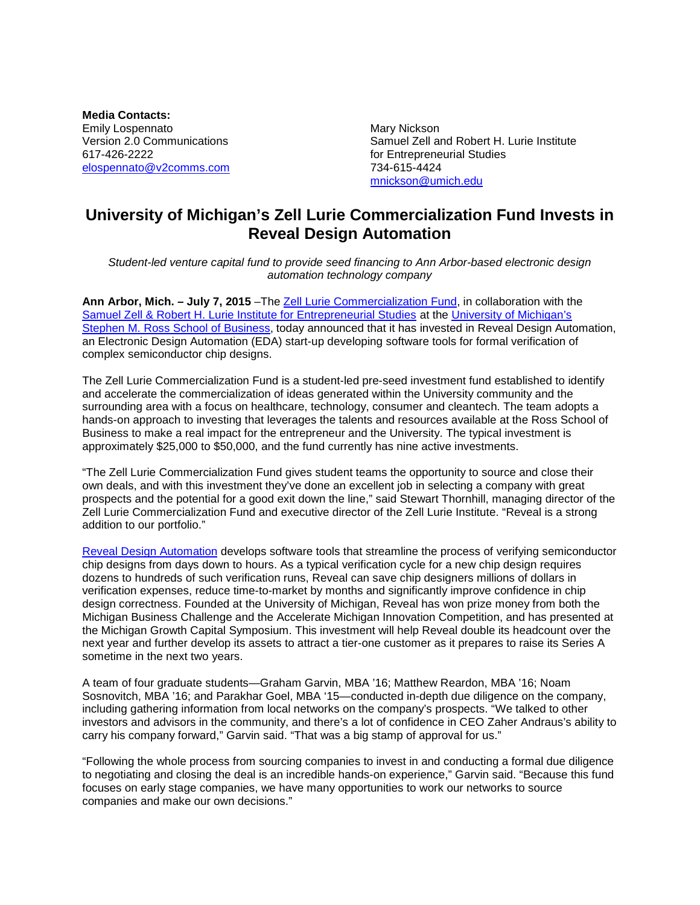**Media Contacts:**

Emily Lospennato
Version 2.0 Communications
617-426-2222
elospennato@v2comms.com

Mary Nickson
Samuel Zell and Robert H. Lurie Institute for Entrepreneurial Studies
734-615-4424
mnickson@umich.edu

# University of Michigan's Zell Lurie Commercialization Fund Invests in Reveal Design Automation

*Student-led venture capital fund to provide seed financing to Ann Arbor-based electronic design automation technology company*

**Ann Arbor, Mich. – July 7, 2015** –The Zell Lurie Commercialization Fund, in collaboration with the Samuel Zell & Robert H. Lurie Institute for Entrepreneurial Studies at the University of Michigan's Stephen M. Ross School of Business, today announced that it has invested in Reveal Design Automation, an Electronic Design Automation (EDA) start-up developing software tools for formal verification of complex semiconductor chip designs.

The Zell Lurie Commercialization Fund is a student-led pre-seed investment fund established to identify and accelerate the commercialization of ideas generated within the University community and the surrounding area with a focus on healthcare, technology, consumer and cleantech. The team adopts a hands-on approach to investing that leverages the talents and resources available at the Ross School of Business to make a real impact for the entrepreneur and the University. The typical investment is approximately $25,000 to $50,000, and the fund currently has nine active investments.

"The Zell Lurie Commercialization Fund gives student teams the opportunity to source and close their own deals, and with this investment they've done an excellent job in selecting a company with great prospects and the potential for a good exit down the line," said Stewart Thornhill, managing director of the Zell Lurie Commercialization Fund and executive director of the Zell Lurie Institute. "Reveal is a strong addition to our portfolio."

Reveal Design Automation develops software tools that streamline the process of verifying semiconductor chip designs from days down to hours. As a typical verification cycle for a new chip design requires dozens to hundreds of such verification runs, Reveal can save chip designers millions of dollars in verification expenses, reduce time-to-market by months and significantly improve confidence in chip design correctness. Founded at the University of Michigan, Reveal has won prize money from both the Michigan Business Challenge and the Accelerate Michigan Innovation Competition, and has presented at the Michigan Growth Capital Symposium. This investment will help Reveal double its headcount over the next year and further develop its assets to attract a tier-one customer as it prepares to raise its Series A sometime in the next two years.

A team of four graduate students—Graham Garvin, MBA '16; Matthew Reardon, MBA '16; Noam Sosnovitch, MBA '16; and Parakhar Goel, MBA '15—conducted in-depth due diligence on the company, including gathering information from local networks on the company's prospects. "We talked to other investors and advisors in the community, and there's a lot of confidence in CEO Zaher Andraus's ability to carry his company forward," Garvin said. "That was a big stamp of approval for us."

"Following the whole process from sourcing companies to invest in and conducting a formal due diligence to negotiating and closing the deal is an incredible hands-on experience," Garvin said. "Because this fund focuses on early stage companies, we have many opportunities to work our networks to source companies and make our own decisions."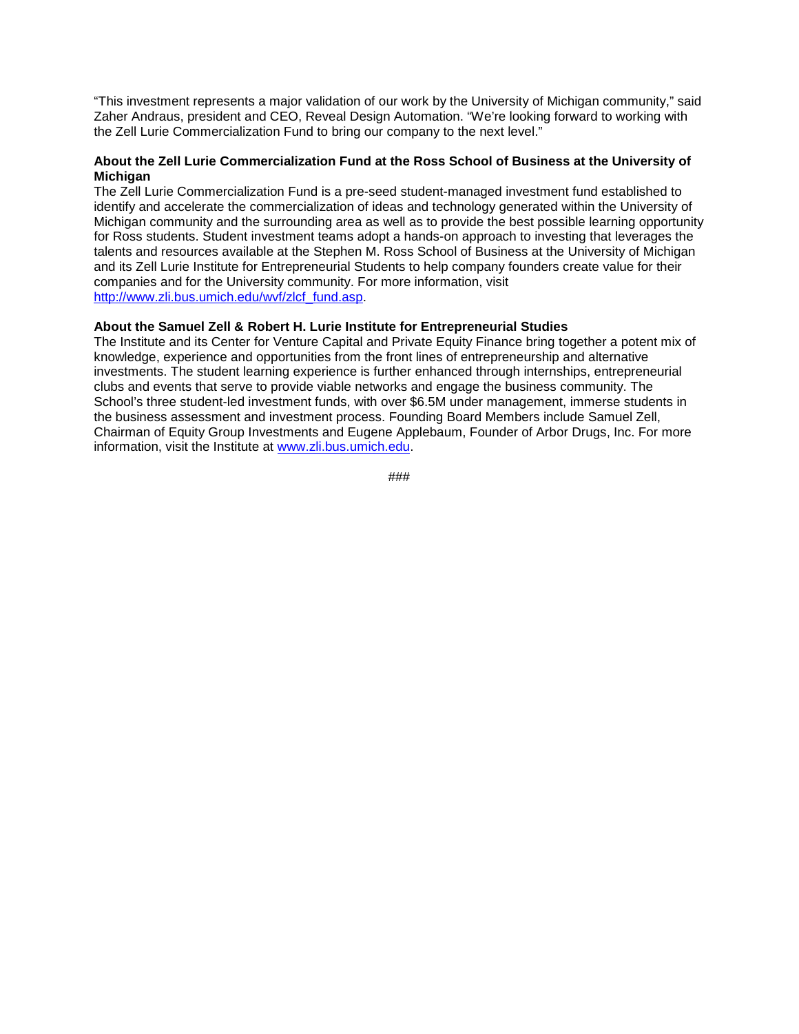"This investment represents a major validation of our work by the University of Michigan community," said Zaher Andraus, president and CEO, Reveal Design Automation. "We're looking forward to working with the Zell Lurie Commercialization Fund to bring our company to the next level."

**About the Zell Lurie Commercialization Fund at the Ross School of Business at the University of Michigan**

The Zell Lurie Commercialization Fund is a pre-seed student-managed investment fund established to identify and accelerate the commercialization of ideas and technology generated within the University of Michigan community and the surrounding area as well as to provide the best possible learning opportunity for Ross students. Student investment teams adopt a hands-on approach to investing that leverages the talents and resources available at the Stephen M. Ross School of Business at the University of Michigan and its Zell Lurie Institute for Entrepreneurial Students to help company founders create value for their companies and for the University community. For more information, visit http://www.zli.bus.umich.edu/wvf/zlcf_fund.asp.

**About the Samuel Zell & Robert H. Lurie Institute for Entrepreneurial Studies**

The Institute and its Center for Venture Capital and Private Equity Finance bring together a potent mix of knowledge, experience and opportunities from the front lines of entrepreneurship and alternative investments. The student learning experience is further enhanced through internships, entrepreneurial clubs and events that serve to provide viable networks and engage the business community. The School's three student-led investment funds, with over $6.5M under management, immerse students in the business assessment and investment process. Founding Board Members include Samuel Zell, Chairman of Equity Group Investments and Eugene Applebaum, Founder of Arbor Drugs, Inc. For more information, visit the Institute at www.zli.bus.umich.edu.

###